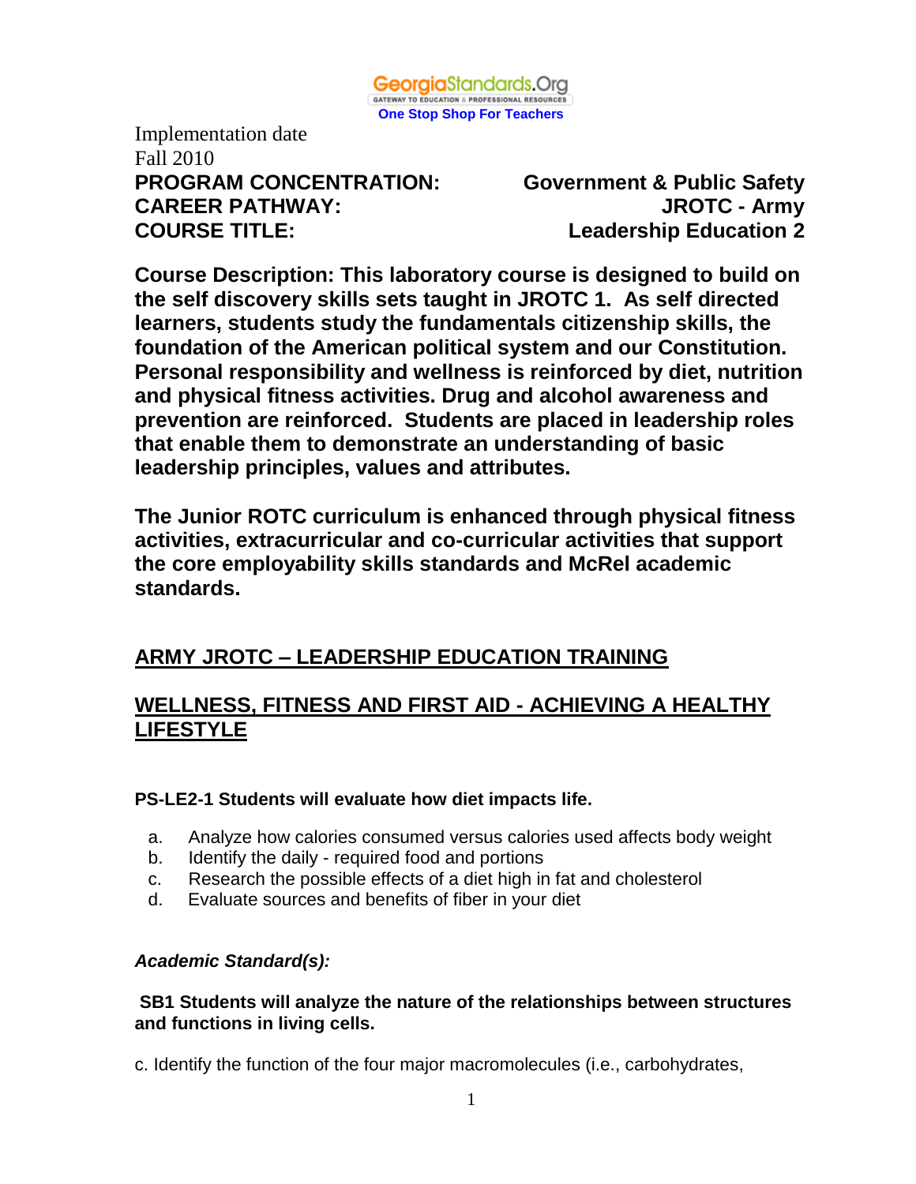GeorgiaStandards.Org
GATEWAY TO EDUCATION & PROFESSIONAL RESOURCES
One Stop Shop For Teachers

Implementation date
Fall 2010

**PROGRAM CONCENTRATION:** **Government & Public Safety**
**CAREER PATHWAY:** **JROTC - Army**
**COURSE TITLE:** **Leadership Education 2**

**Course Description: This laboratory course is designed to build on the self discovery skills sets taught in JROTC 1. As self directed learners, students study the fundamentals citizenship skills, the foundation of the American political system and our Constitution. Personal responsibility and wellness is reinforced by diet, nutrition and physical fitness activities. Drug and alcohol awareness and prevention are reinforced. Students are placed in leadership roles that enable them to demonstrate an understanding of basic leadership principles, values and attributes.**

**The Junior ROTC curriculum is enhanced through physical fitness activities, extracurricular and co-curricular activities that support the core employability skills standards and McRel academic standards.**

## ARMY JROTC – LEADERSHIP EDUCATION TRAINING

## WELLNESS, FITNESS AND FIRST AID - ACHIEVING A HEALTHY LIFESTYLE

**PS-LE2-1 Students will evaluate how diet impacts life.**

a. Analyze how calories consumed versus calories used affects body weight
b. Identify the daily - required food and portions
c. Research the possible effects of a diet high in fat and cholesterol
d. Evaluate sources and benefits of fiber in your diet

***Academic Standard(s):***

**SB1 Students will analyze the nature of the relationships between structures and functions in living cells.**

c. Identify the function of the four major macromolecules (i.e., carbohydrates,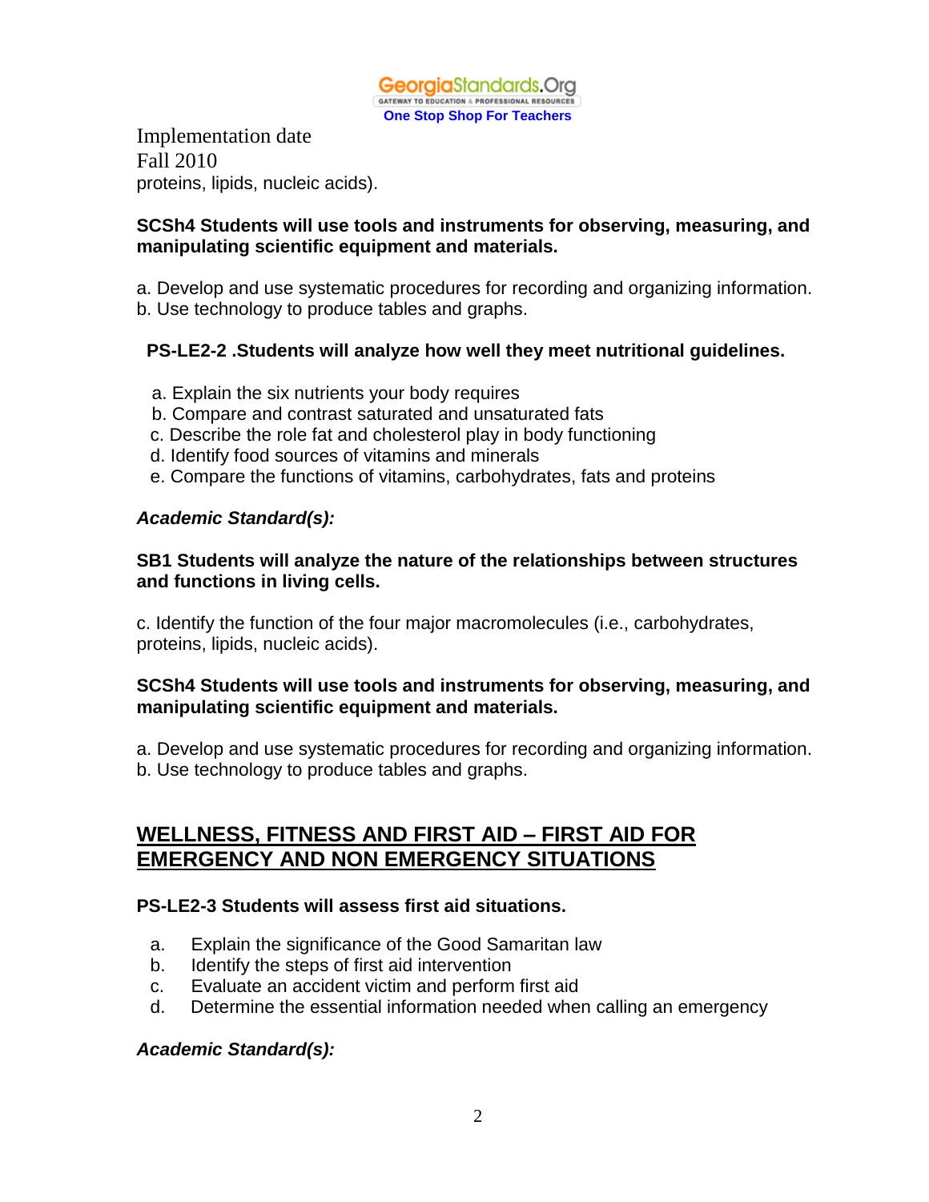Implementation date
Fall 2010
proteins, lipids, nucleic acids).

**SCSh4 Students will use tools and instruments for observing, measuring, and manipulating scientific equipment and materials.**

a. Develop and use systematic procedures for recording and organizing information.
b. Use technology to produce tables and graphs.

**PS-LE2-2 .Students will analyze how well they meet nutritional guidelines.**

a. Explain the six nutrients your body requires
b. Compare and contrast saturated and unsaturated fats
c. Describe the role fat and cholesterol play in body functioning
d. Identify food sources of vitamins and minerals
e. Compare the functions of vitamins, carbohydrates, fats and proteins

***Academic Standard(s):***

**SB1 Students will analyze the nature of the relationships between structures and functions in living cells.**

c. Identify the function of the four major macromolecules (i.e., carbohydrates, proteins, lipids, nucleic acids).

**SCSh4 Students will use tools and instruments for observing, measuring, and manipulating scientific equipment and materials.**

a. Develop and use systematic procedures for recording and organizing information.
b. Use technology to produce tables and graphs.

## WELLNESS, FITNESS AND FIRST AID – FIRST AID FOR EMERGENCY AND NON EMERGENCY SITUATIONS

**PS-LE2-3 Students will assess first aid situations.**

a. Explain the significance of the Good Samaritan law
b. Identify the steps of first aid intervention
c. Evaluate an accident victim and perform first aid
d. Determine the essential information needed when calling an emergency

***Academic Standard(s):***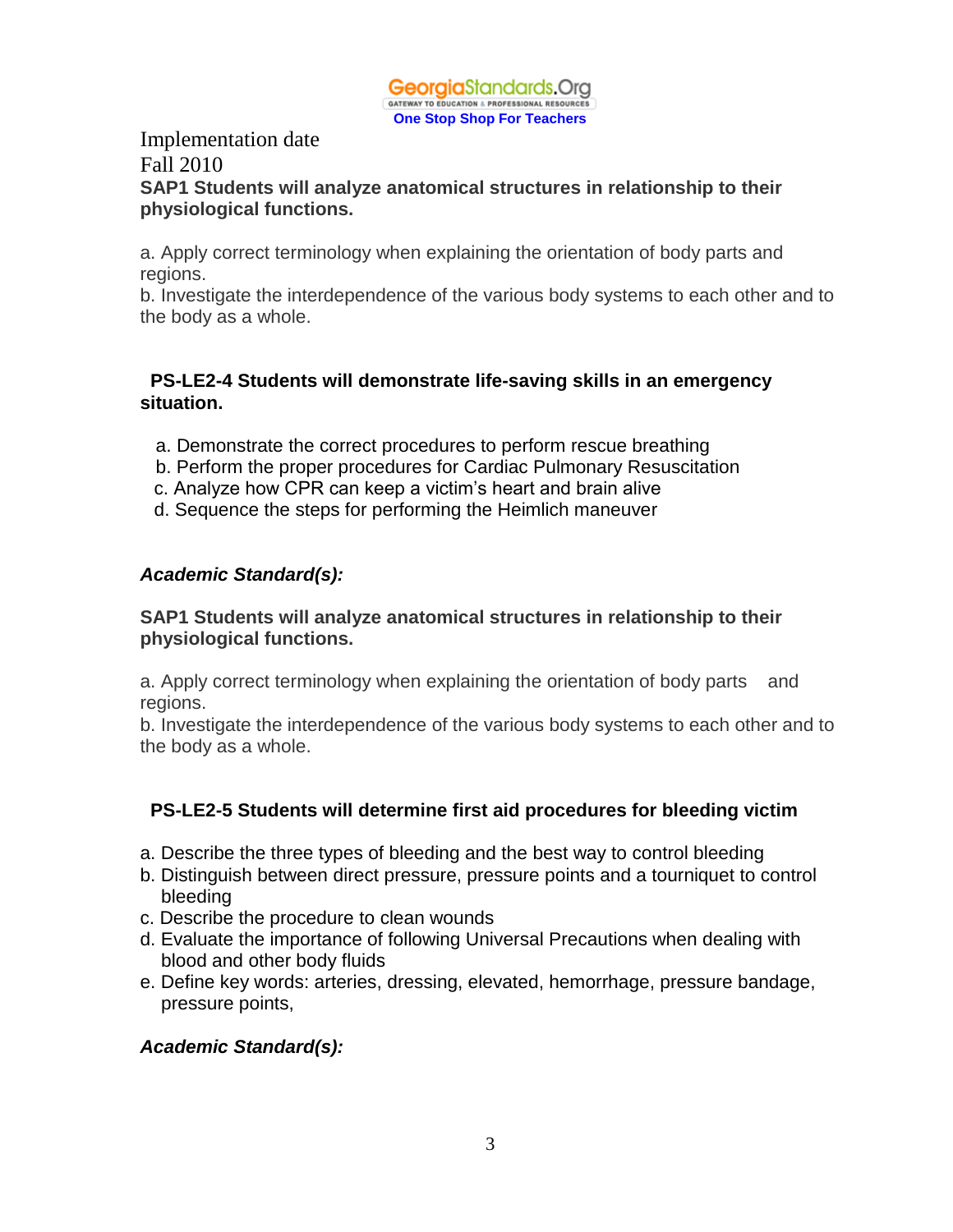Implementation date
Fall 2010

**SAP1 Students will analyze anatomical structures in relationship to their physiological functions.**

a. Apply correct terminology when explaining the orientation of body parts and regions.
b. Investigate the interdependence of the various body systems to each other and to the body as a whole.

**PS-LE2-4 Students will demonstrate life-saving skills in an emergency situation.**

a. Demonstrate the correct procedures to perform rescue breathing
b. Perform the proper procedures for Cardiac Pulmonary Resuscitation
c. Analyze how CPR can keep a victim's heart and brain alive
d. Sequence the steps for performing the Heimlich maneuver

***Academic Standard(s):***

**SAP1 Students will analyze anatomical structures in relationship to their physiological functions.**

a. Apply correct terminology when explaining the orientation of body parts and regions.
b. Investigate the interdependence of the various body systems to each other and to the body as a whole.

**PS-LE2-5 Students will determine first aid procedures for bleeding victim**

a. Describe the three types of bleeding and the best way to control bleeding
b. Distinguish between direct pressure, pressure points and a tourniquet to control bleeding
c. Describe the procedure to clean wounds
d. Evaluate the importance of following Universal Precautions when dealing with blood and other body fluids
e. Define key words: arteries, dressing, elevated, hemorrhage, pressure bandage, pressure points,

***Academic Standard(s):***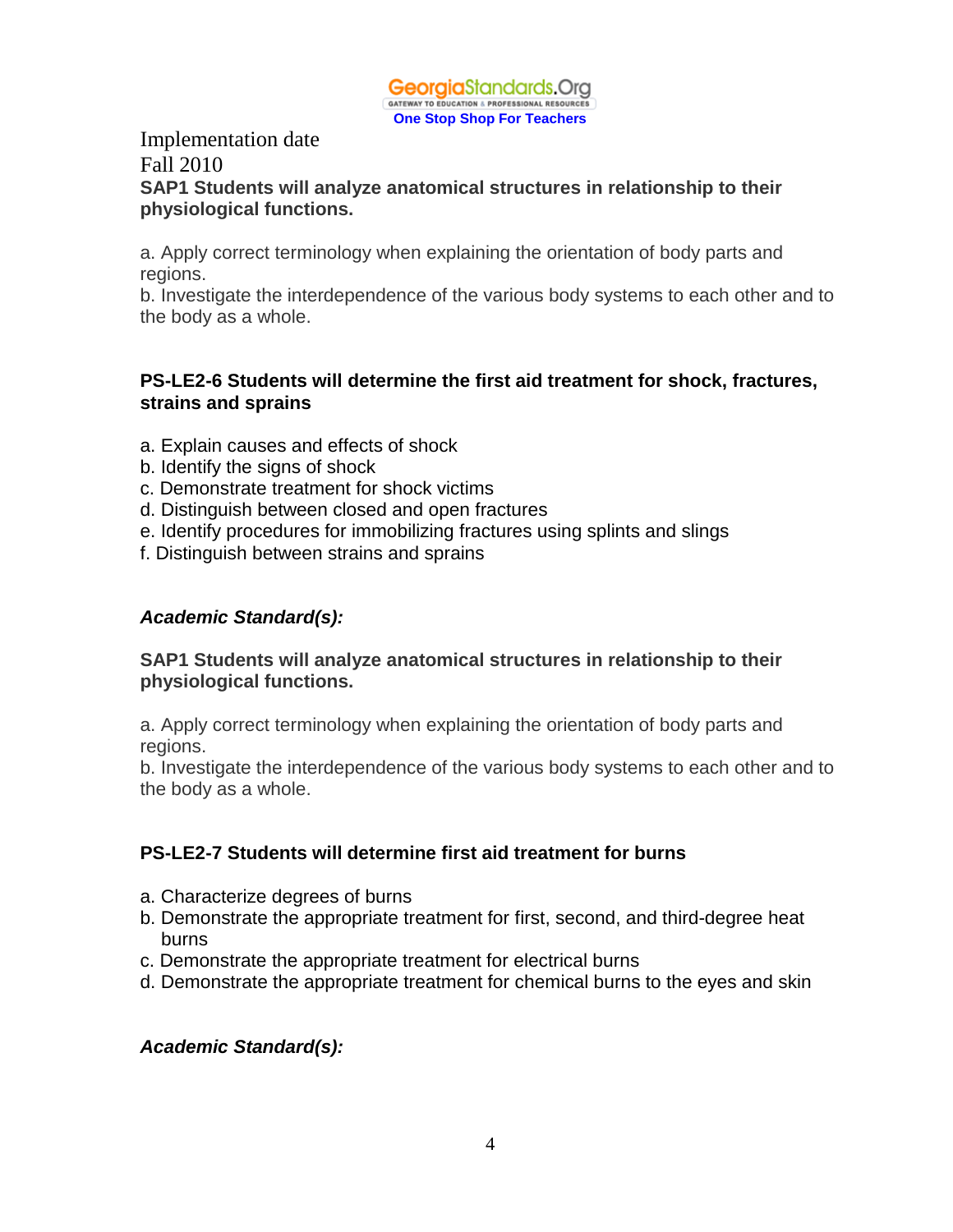Implementation date
Fall 2010

**SAP1 Students will analyze anatomical structures in relationship to their physiological functions.**

a. Apply correct terminology when explaining the orientation of body parts and regions.
b. Investigate the interdependence of the various body systems to each other and to the body as a whole.

**PS-LE2-6 Students will determine the first aid treatment for shock, fractures, strains and sprains**

a. Explain causes and effects of shock
b. Identify the signs of shock
c. Demonstrate treatment for shock victims
d. Distinguish between closed and open fractures
e. Identify procedures for immobilizing fractures using splints and slings
f. Distinguish between strains and sprains

***Academic Standard(s):***

**SAP1 Students will analyze anatomical structures in relationship to their physiological functions.**

a. Apply correct terminology when explaining the orientation of body parts and regions.
b. Investigate the interdependence of the various body systems to each other and to the body as a whole.

**PS-LE2-7 Students will determine first aid treatment for burns**

a. Characterize degrees of burns
b. Demonstrate the appropriate treatment for first, second, and third-degree heat burns
c. Demonstrate the appropriate treatment for electrical burns
d. Demonstrate the appropriate treatment for chemical burns to the eyes and skin

***Academic Standard(s):***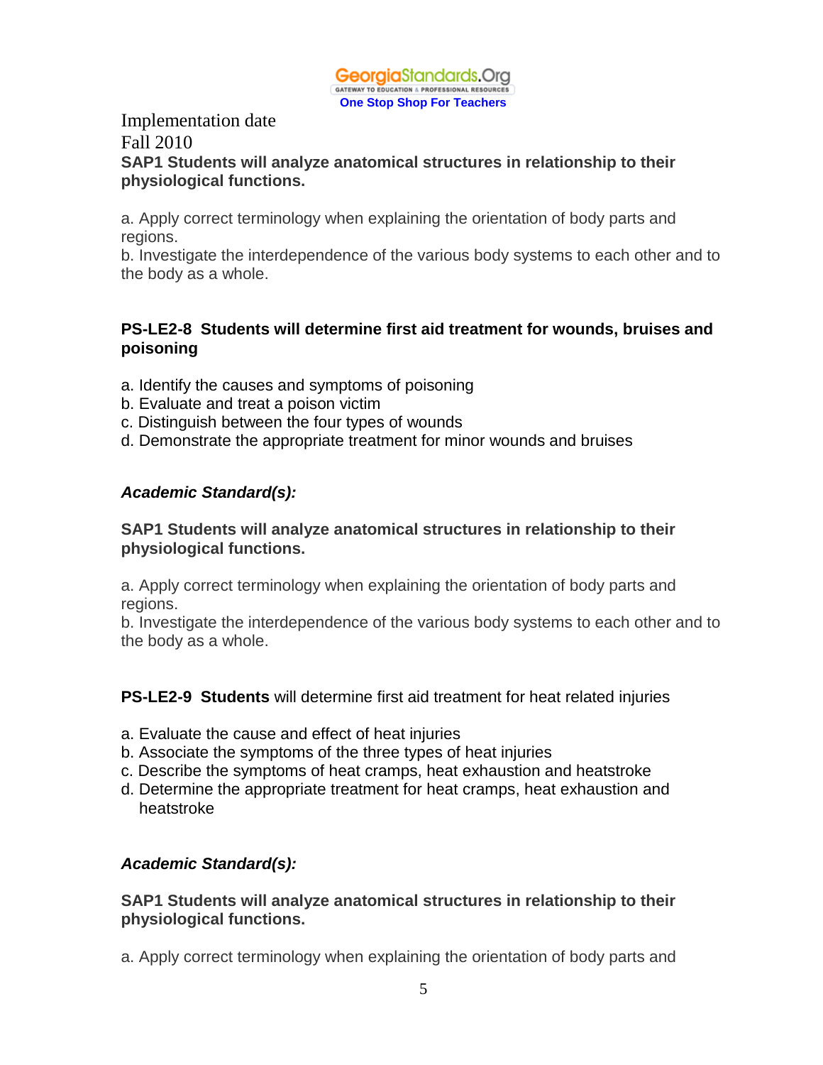Implementation date
Fall 2010

**SAP1 Students will analyze anatomical structures in relationship to their physiological functions.**

a. Apply correct terminology when explaining the orientation of body parts and regions.
b. Investigate the interdependence of the various body systems to each other and to the body as a whole.

**PS-LE2-8 Students will determine first aid treatment for wounds, bruises and poisoning**

a. Identify the causes and symptoms of poisoning
b. Evaluate and treat a poison victim
c. Distinguish between the four types of wounds
d. Demonstrate the appropriate treatment for minor wounds and bruises

***Academic Standard(s):***

**SAP1 Students will analyze anatomical structures in relationship to their physiological functions.**

a. Apply correct terminology when explaining the orientation of body parts and regions.
b. Investigate the interdependence of the various body systems to each other and to the body as a whole.

**PS-LE2-9 Students** will determine first aid treatment for heat related injuries

a. Evaluate the cause and effect of heat injuries
b. Associate the symptoms of the three types of heat injuries
c. Describe the symptoms of heat cramps, heat exhaustion and heatstroke
d. Determine the appropriate treatment for heat cramps, heat exhaustion and heatstroke

***Academic Standard(s):***

**SAP1 Students will analyze anatomical structures in relationship to their physiological functions.**

a. Apply correct terminology when explaining the orientation of body parts and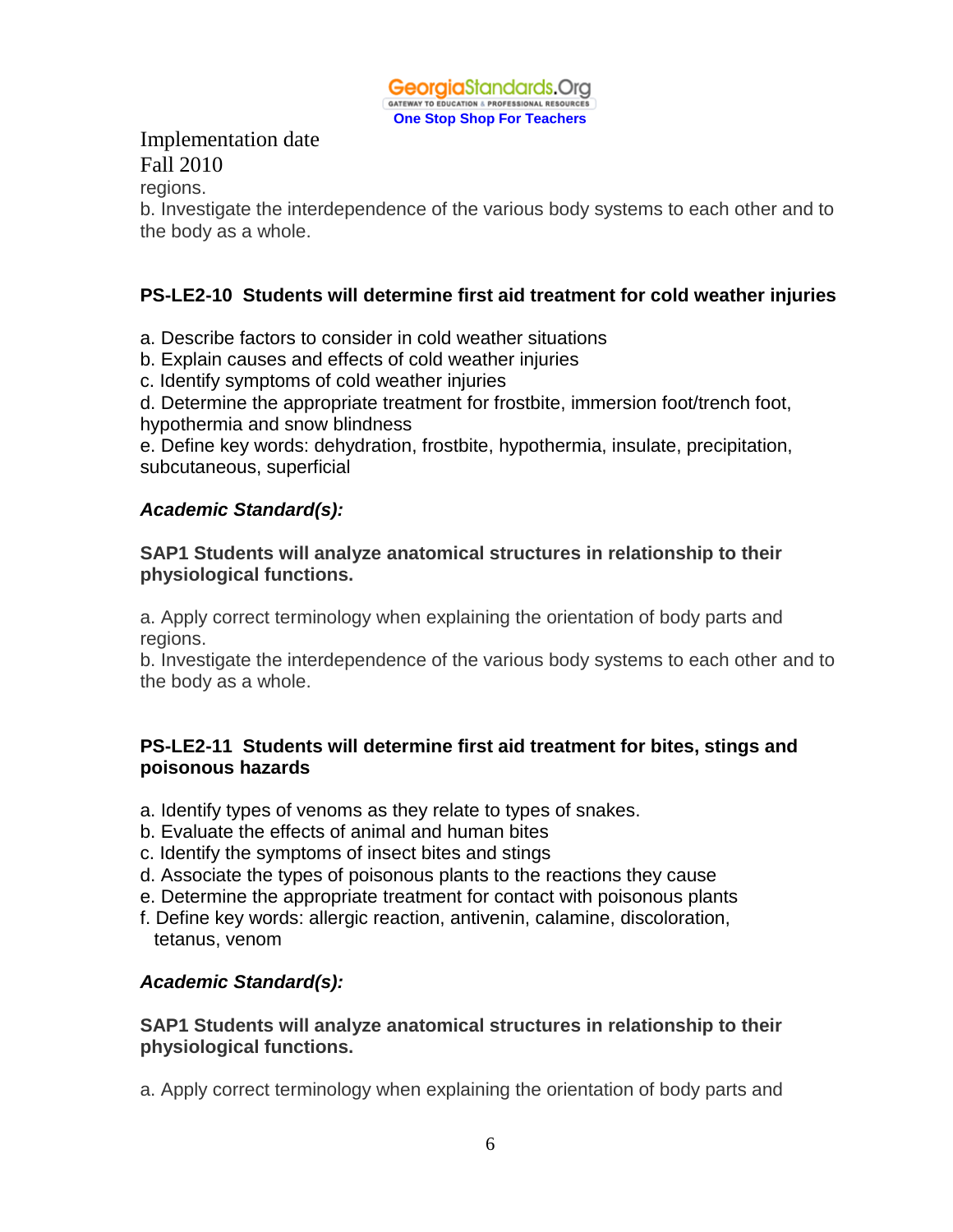regions.
b. Investigate the interdependence of the various body systems to each other and to the body as a whole.

**PS-LE2-10 Students will determine first aid treatment for cold weather injuries**

a. Describe factors to consider in cold weather situations
b. Explain causes and effects of cold weather injuries
c. Identify symptoms of cold weather injuries
d. Determine the appropriate treatment for frostbite, immersion foot/trench foot, hypothermia and snow blindness
e. Define key words: dehydration, frostbite, hypothermia, insulate, precipitation, subcutaneous, superficial

***Academic Standard(s):***

**SAP1 Students will analyze anatomical structures in relationship to their physiological functions.**

a. Apply correct terminology when explaining the orientation of body parts and regions.
b. Investigate the interdependence of the various body systems to each other and to the body as a whole.

**PS-LE2-11 Students will determine first aid treatment for bites, stings and poisonous hazards**

a. Identify types of venoms as they relate to types of snakes.
b. Evaluate the effects of animal and human bites
c. Identify the symptoms of insect bites and stings
d. Associate the types of poisonous plants to the reactions they cause
e. Determine the appropriate treatment for contact with poisonous plants
f. Define key words: allergic reaction, antivenin, calamine, discoloration, tetanus, venom

***Academic Standard(s):***

**SAP1 Students will analyze anatomical structures in relationship to their physiological functions.**

a. Apply correct terminology when explaining the orientation of body parts and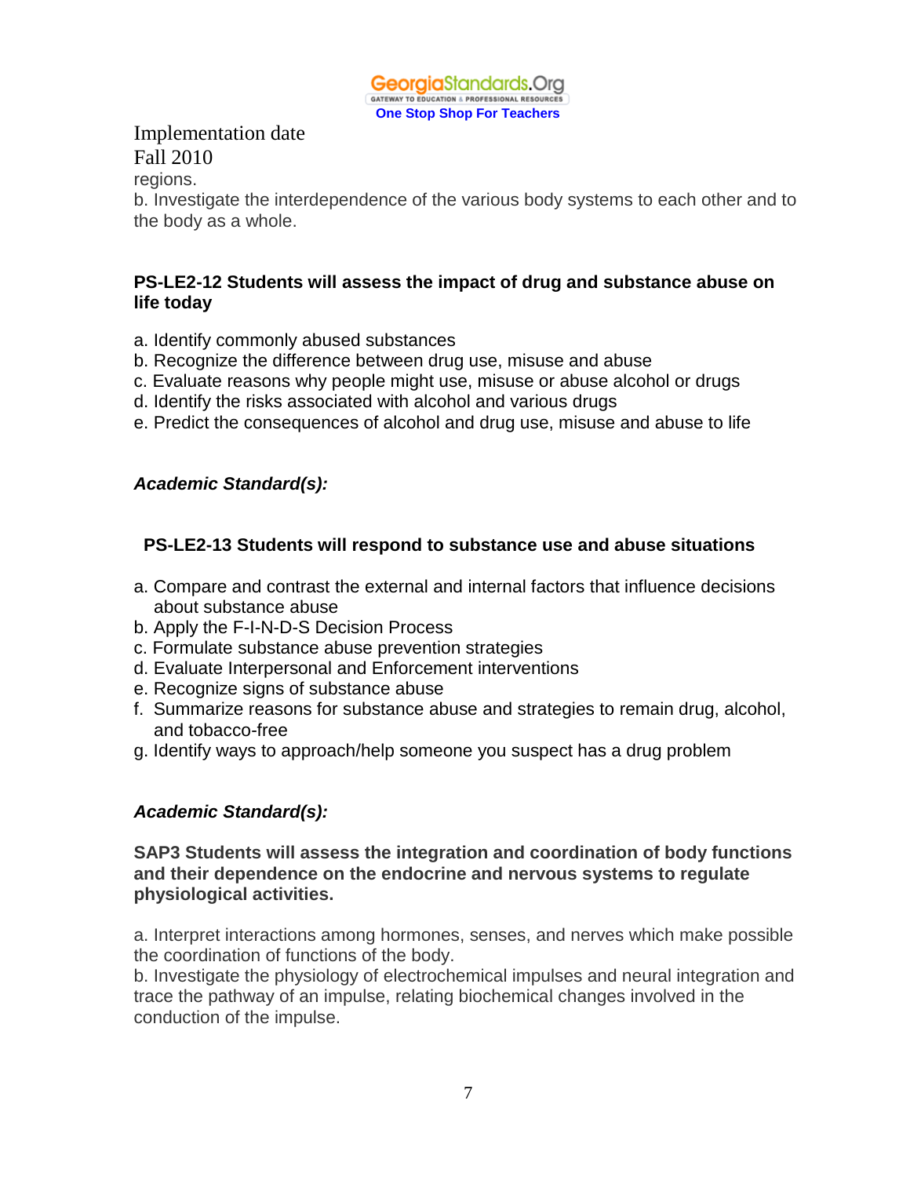regions.

b. Investigate the interdependence of the various body systems to each other and to the body as a whole.

**PS-LE2-12 Students will assess the impact of drug and substance abuse on life today**

a. Identify commonly abused substances
b. Recognize the difference between drug use, misuse and abuse
c. Evaluate reasons why people might use, misuse or abuse alcohol or drugs
d. Identify the risks associated with alcohol and various drugs
e. Predict the consequences of alcohol and drug use, misuse and abuse to life

***Academic Standard(s):***

**PS-LE2-13 Students will respond to substance use and abuse situations**

a. Compare and contrast the external and internal factors that influence decisions about substance abuse
b. Apply the F-I-N-D-S Decision Process
c. Formulate substance abuse prevention strategies
d. Evaluate Interpersonal and Enforcement interventions
e. Recognize signs of substance abuse
f. Summarize reasons for substance abuse and strategies to remain drug, alcohol, and tobacco-free
g. Identify ways to approach/help someone you suspect has a drug problem

***Academic Standard(s):***

**SAP3 Students will assess the integration and coordination of body functions and their dependence on the endocrine and nervous systems to regulate physiological activities.**

a. Interpret interactions among hormones, senses, and nerves which make possible the coordination of functions of the body.

b. Investigate the physiology of electrochemical impulses and neural integration and trace the pathway of an impulse, relating biochemical changes involved in the conduction of the impulse.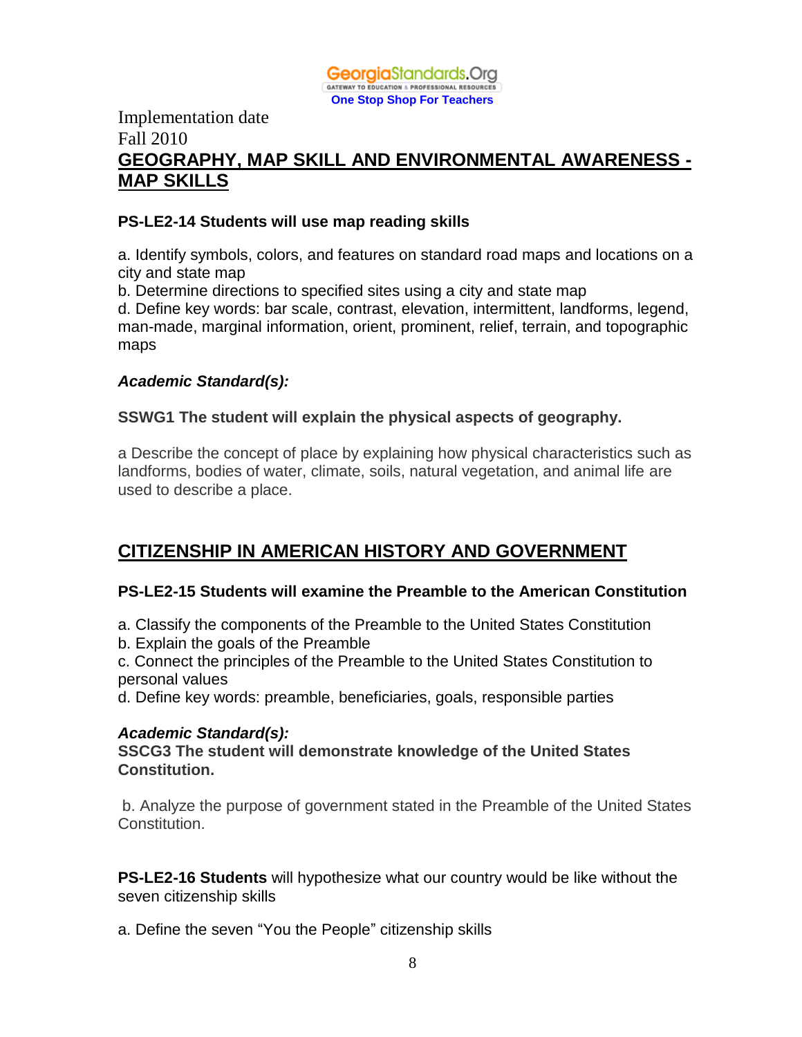Implementation date
Fall 2010

## GEOGRAPHY, MAP SKILL AND ENVIRONMENTAL AWARENESS - MAP SKILLS

**PS-LE2-14 Students will use map reading skills**

a. Identify symbols, colors, and features on standard road maps and locations on a city and state map
b. Determine directions to specified sites using a city and state map
d. Define key words: bar scale, contrast, elevation, intermittent, landforms, legend, man-made, marginal information, orient, prominent, relief, terrain, and topographic maps

***Academic Standard(s):***

**SSWG1 The student will explain the physical aspects of geography.**

a Describe the concept of place by explaining how physical characteristics such as landforms, bodies of water, climate, soils, natural vegetation, and animal life are used to describe a place.

## CITIZENSHIP IN AMERICAN HISTORY AND GOVERNMENT

**PS-LE2-15 Students will examine the Preamble to the American Constitution**

a. Classify the components of the Preamble to the United States Constitution
b. Explain the goals of the Preamble
c. Connect the principles of the Preamble to the United States Constitution to personal values
d. Define key words: preamble, beneficiaries, goals, responsible parties

***Academic Standard(s):***
**SSCG3 The student will demonstrate knowledge of the United States Constitution.**

b. Analyze the purpose of government stated in the Preamble of the United States Constitution.

**PS-LE2-16 Students** will hypothesize what our country would be like without the seven citizenship skills

a. Define the seven "You the People" citizenship skills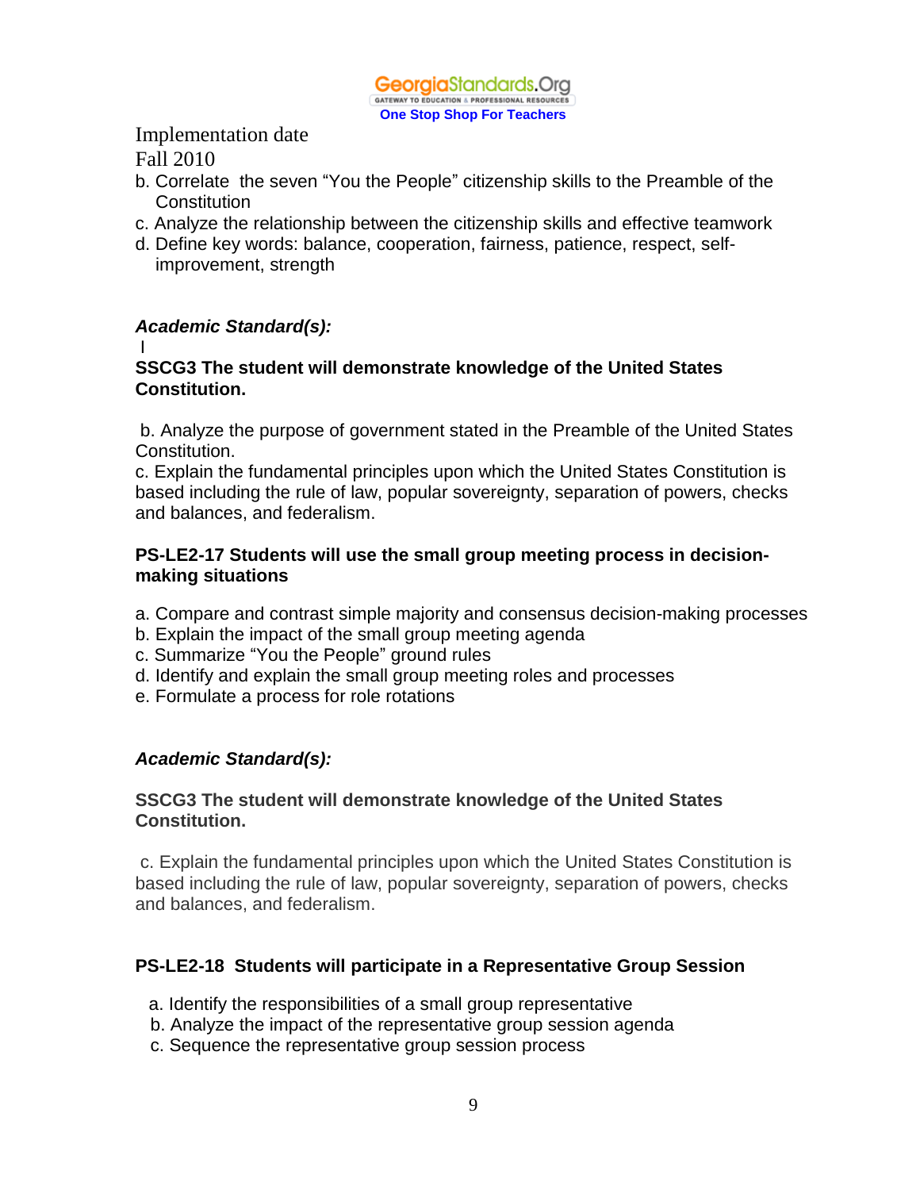Implementation date
Fall 2010

b. Correlate the seven "You the People" citizenship skills to the Preamble of the Constitution
c. Analyze the relationship between the citizenship skills and effective teamwork
d. Define key words: balance, cooperation, fairness, patience, respect, self-improvement, strength

***Academic Standard(s):***

I

**SSCG3 The student will demonstrate knowledge of the United States Constitution.**

b. Analyze the purpose of government stated in the Preamble of the United States Constitution.
c. Explain the fundamental principles upon which the United States Constitution is based including the rule of law, popular sovereignty, separation of powers, checks and balances, and federalism.

**PS-LE2-17 Students will use the small group meeting process in decision-making situations**

a. Compare and contrast simple majority and consensus decision-making processes
b. Explain the impact of the small group meeting agenda
c. Summarize "You the People" ground rules
d. Identify and explain the small group meeting roles and processes
e. Formulate a process for role rotations

***Academic Standard(s):***

**SSCG3 The student will demonstrate knowledge of the United States Constitution.**

c. Explain the fundamental principles upon which the United States Constitution is based including the rule of law, popular sovereignty, separation of powers, checks and balances, and federalism.

**PS-LE2-18 Students will participate in a Representative Group Session**

a. Identify the responsibilities of a small group representative
b. Analyze the impact of the representative group session agenda
c. Sequence the representative group session process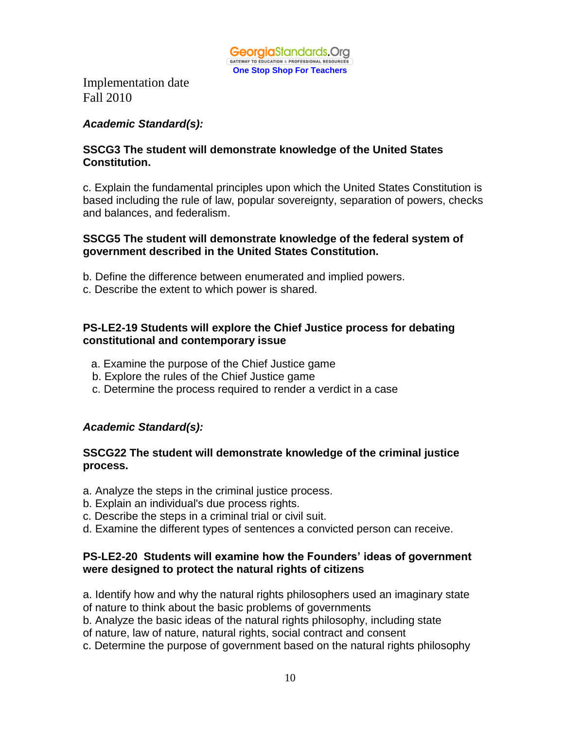GeorgiaStandards.Org
GATEWAY TO EDUCATION & PROFESSIONAL RESOURCES
One Stop Shop For Teachers

Implementation date
Fall 2010

***Academic Standard(s):***

**SSCG3 The student will demonstrate knowledge of the United States Constitution.**

c. Explain the fundamental principles upon which the United States Constitution is based including the rule of law, popular sovereignty, separation of powers, checks and balances, and federalism.

**SSCG5 The student will demonstrate knowledge of the federal system of government described in the United States Constitution.**

b. Define the difference between enumerated and implied powers.
c. Describe the extent to which power is shared.

**PS-LE2-19 Students will explore the Chief Justice process for debating constitutional and contemporary issue**

a. Examine the purpose of the Chief Justice game
b. Explore the rules of the Chief Justice game
c. Determine the process required to render a verdict in a case

***Academic Standard(s):***

**SSCG22 The student will demonstrate knowledge of the criminal justice process.**

a. Analyze the steps in the criminal justice process.
b. Explain an individual's due process rights.
c. Describe the steps in a criminal trial or civil suit.
d. Examine the different types of sentences a convicted person can receive.

**PS-LE2-20 Students will examine how the Founders' ideas of government were designed to protect the natural rights of citizens**

a. Identify how and why the natural rights philosophers used an imaginary state of nature to think about the basic problems of governments
b. Analyze the basic ideas of the natural rights philosophy, including state of nature, law of nature, natural rights, social contract and consent
c. Determine the purpose of government based on the natural rights philosophy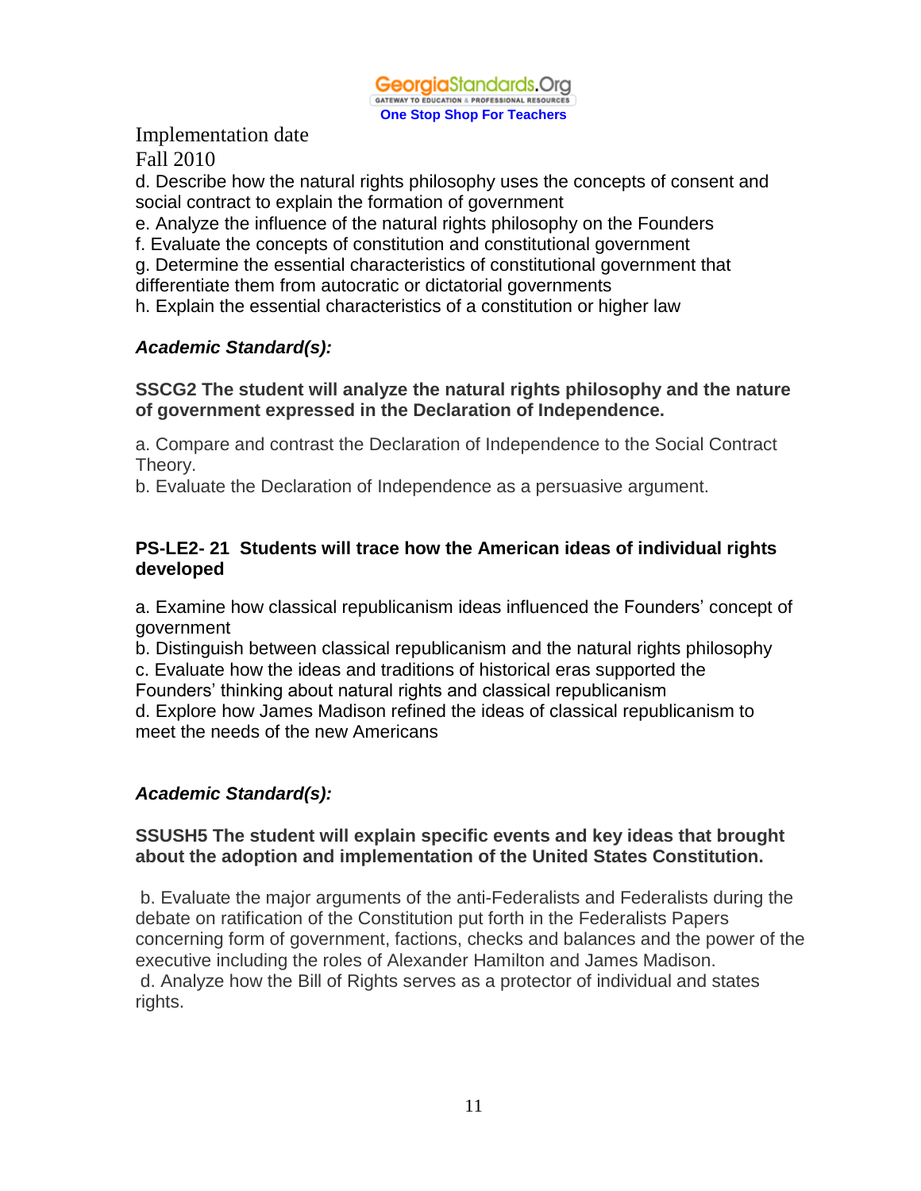Implementation date

Fall 2010

d. Describe how the natural rights philosophy uses the concepts of consent and social contract to explain the formation of government

e. Analyze the influence of the natural rights philosophy on the Founders

f. Evaluate the concepts of constitution and constitutional government

g. Determine the essential characteristics of constitutional government that differentiate them from autocratic or dictatorial governments

h. Explain the essential characteristics of a constitution or higher law

***Academic Standard(s):***

**SSCG2 The student will analyze the natural rights philosophy and the nature of government expressed in the Declaration of Independence.**

a. Compare and contrast the Declaration of Independence to the Social Contract Theory.

b. Evaluate the Declaration of Independence as a persuasive argument.

**PS-LE2- 21 Students will trace how the American ideas of individual rights developed**

a. Examine how classical republicanism ideas influenced the Founders' concept of government

b. Distinguish between classical republicanism and the natural rights philosophy

c. Evaluate how the ideas and traditions of historical eras supported the Founders' thinking about natural rights and classical republicanism

d. Explore how James Madison refined the ideas of classical republicanism to meet the needs of the new Americans

***Academic Standard(s):***

**SSUSH5 The student will explain specific events and key ideas that brought about the adoption and implementation of the United States Constitution.**

b. Evaluate the major arguments of the anti-Federalists and Federalists during the debate on ratification of the Constitution put forth in the Federalists Papers concerning form of government, factions, checks and balances and the power of the executive including the roles of Alexander Hamilton and James Madison.

d. Analyze how the Bill of Rights serves as a protector of individual and states rights.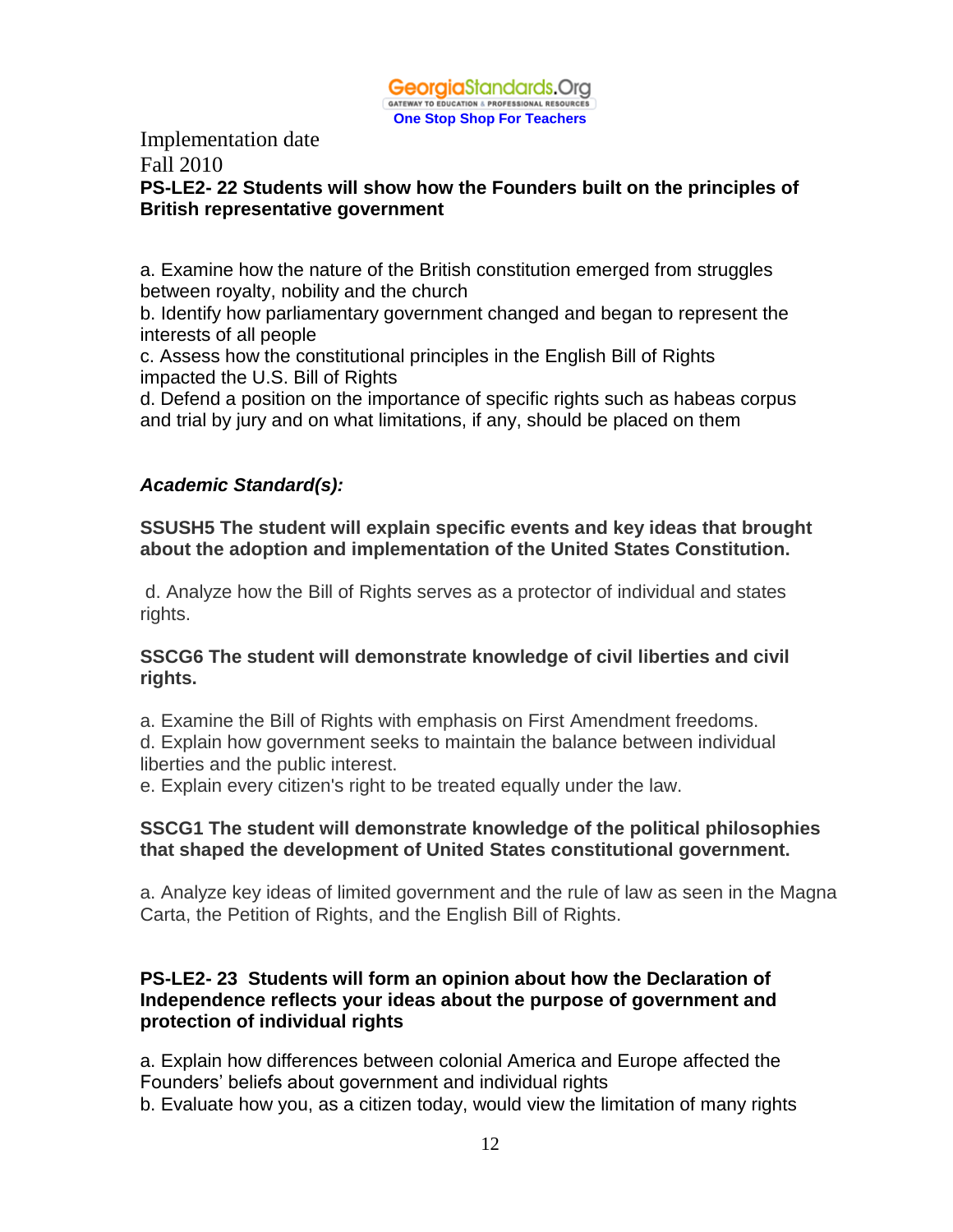Implementation date
Fall 2010

**PS-LE2- 22 Students will show how the Founders built on the principles of British representative government**

a. Examine how the nature of the British constitution emerged from struggles between royalty, nobility and the church
b. Identify how parliamentary government changed and began to represent the interests of all people
c. Assess how the constitutional principles in the English Bill of Rights impacted the U.S. Bill of Rights
d. Defend a position on the importance of specific rights such as habeas corpus and trial by jury and on what limitations, if any, should be placed on them

***Academic Standard(s):***

**SSUSH5 The student will explain specific events and key ideas that brought about the adoption and implementation of the United States Constitution.**

d. Analyze how the Bill of Rights serves as a protector of individual and states rights.

**SSCG6 The student will demonstrate knowledge of civil liberties and civil rights.**

a. Examine the Bill of Rights with emphasis on First Amendment freedoms.
d. Explain how government seeks to maintain the balance between individual liberties and the public interest.
e. Explain every citizen's right to be treated equally under the law.

**SSCG1 The student will demonstrate knowledge of the political philosophies that shaped the development of United States constitutional government.**

a. Analyze key ideas of limited government and the rule of law as seen in the Magna Carta, the Petition of Rights, and the English Bill of Rights.

**PS-LE2- 23 Students will form an opinion about how the Declaration of Independence reflects your ideas about the purpose of government and protection of individual rights**

a. Explain how differences between colonial America and Europe affected the Founders' beliefs about government and individual rights
b. Evaluate how you, as a citizen today, would view the limitation of many rights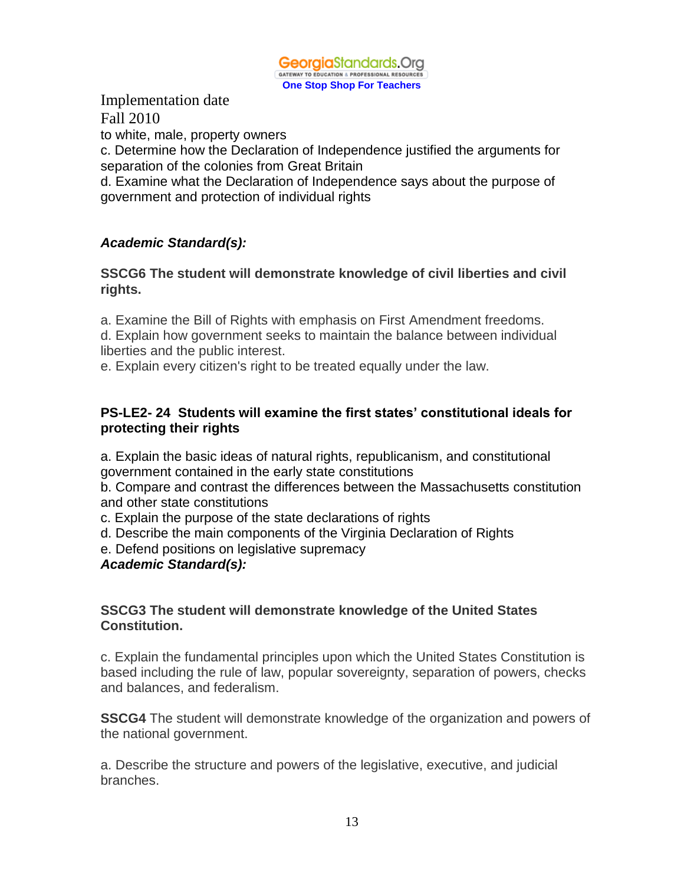Implementation date
Fall 2010

to white, male, property owners

c. Determine how the Declaration of Independence justified the arguments for separation of the colonies from Great Britain

d. Examine what the Declaration of Independence says about the purpose of government and protection of individual rights

***Academic Standard(s):***

**SSCG6 The student will demonstrate knowledge of civil liberties and civil rights.**

a. Examine the Bill of Rights with emphasis on First Amendment freedoms.

d. Explain how government seeks to maintain the balance between individual liberties and the public interest.

e. Explain every citizen's right to be treated equally under the law.

**PS-LE2- 24 Students will examine the first states' constitutional ideals for protecting their rights**

a. Explain the basic ideas of natural rights, republicanism, and constitutional government contained in the early state constitutions

b. Compare and contrast the differences between the Massachusetts constitution and other state constitutions

c. Explain the purpose of the state declarations of rights

d. Describe the main components of the Virginia Declaration of Rights

e. Defend positions on legislative supremacy

***Academic Standard(s):***

**SSCG3 The student will demonstrate knowledge of the United States Constitution.**

c. Explain the fundamental principles upon which the United States Constitution is based including the rule of law, popular sovereignty, separation of powers, checks and balances, and federalism.

**SSCG4** The student will demonstrate knowledge of the organization and powers of the national government.

a. Describe the structure and powers of the legislative, executive, and judicial branches.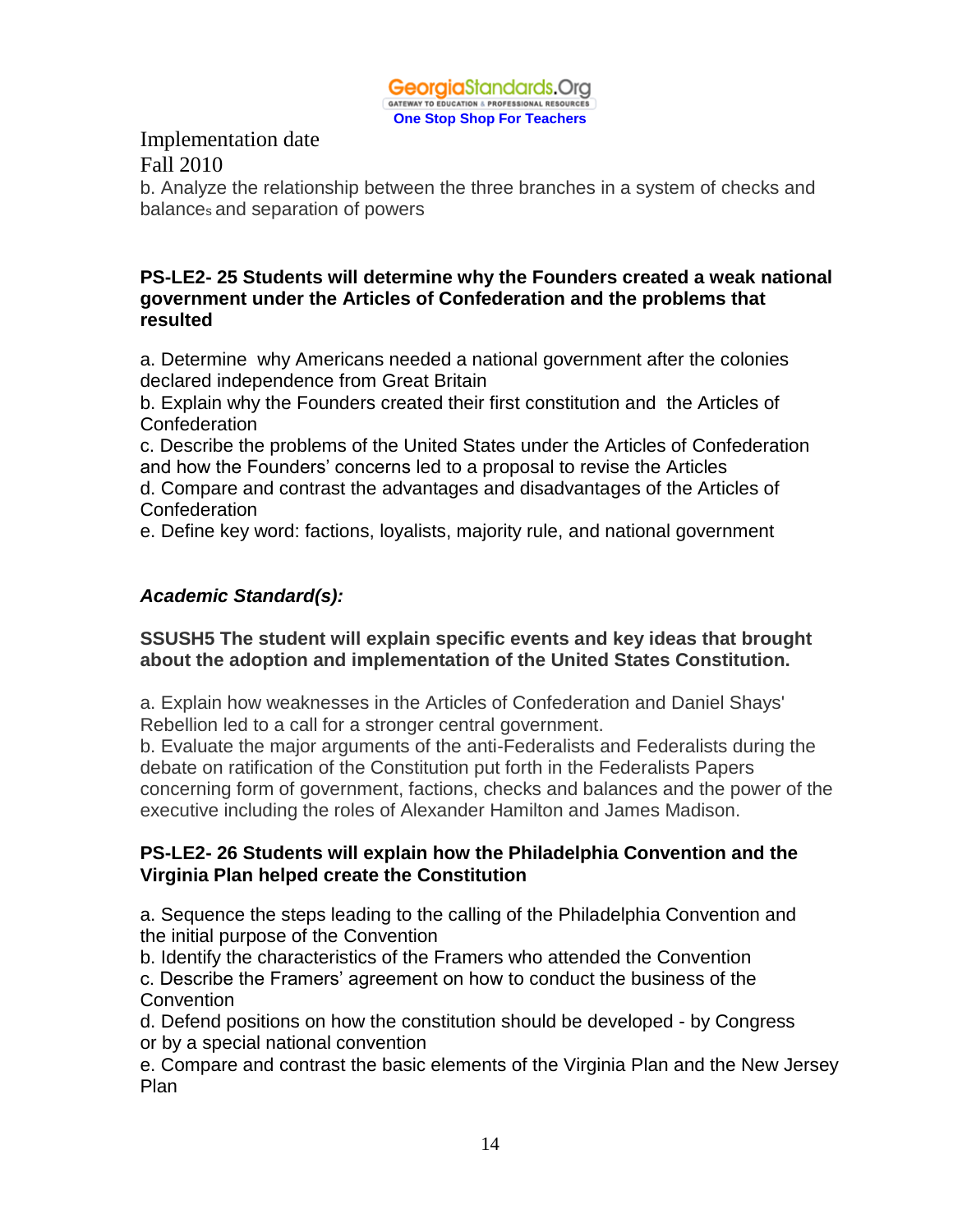Implementation date
Fall 2010

b. Analyze the relationship between the three branches in a system of checks and balances and separation of powers

**PS-LE2- 25 Students will determine why the Founders created a weak national government under the Articles of Confederation and the problems that resulted**

a. Determine why Americans needed a national government after the colonies declared independence from Great Britain
b. Explain why the Founders created their first constitution and the Articles of Confederation
c. Describe the problems of the United States under the Articles of Confederation and how the Founders' concerns led to a proposal to revise the Articles
d. Compare and contrast the advantages and disadvantages of the Articles of Confederation
e. Define key word: factions, loyalists, majority rule, and national government

***Academic Standard(s):***

**SSUSH5 The student will explain specific events and key ideas that brought about the adoption and implementation of the United States Constitution.**

a. Explain how weaknesses in the Articles of Confederation and Daniel Shays' Rebellion led to a call for a stronger central government.
b. Evaluate the major arguments of the anti-Federalists and Federalists during the debate on ratification of the Constitution put forth in the Federalists Papers concerning form of government, factions, checks and balances and the power of the executive including the roles of Alexander Hamilton and James Madison.

**PS-LE2- 26 Students will explain how the Philadelphia Convention and the Virginia Plan helped create the Constitution**

a. Sequence the steps leading to the calling of the Philadelphia Convention and the initial purpose of the Convention
b. Identify the characteristics of the Framers who attended the Convention
c. Describe the Framers' agreement on how to conduct the business of the Convention
d. Defend positions on how the constitution should be developed - by Congress or by a special national convention
e. Compare and contrast the basic elements of the Virginia Plan and the New Jersey Plan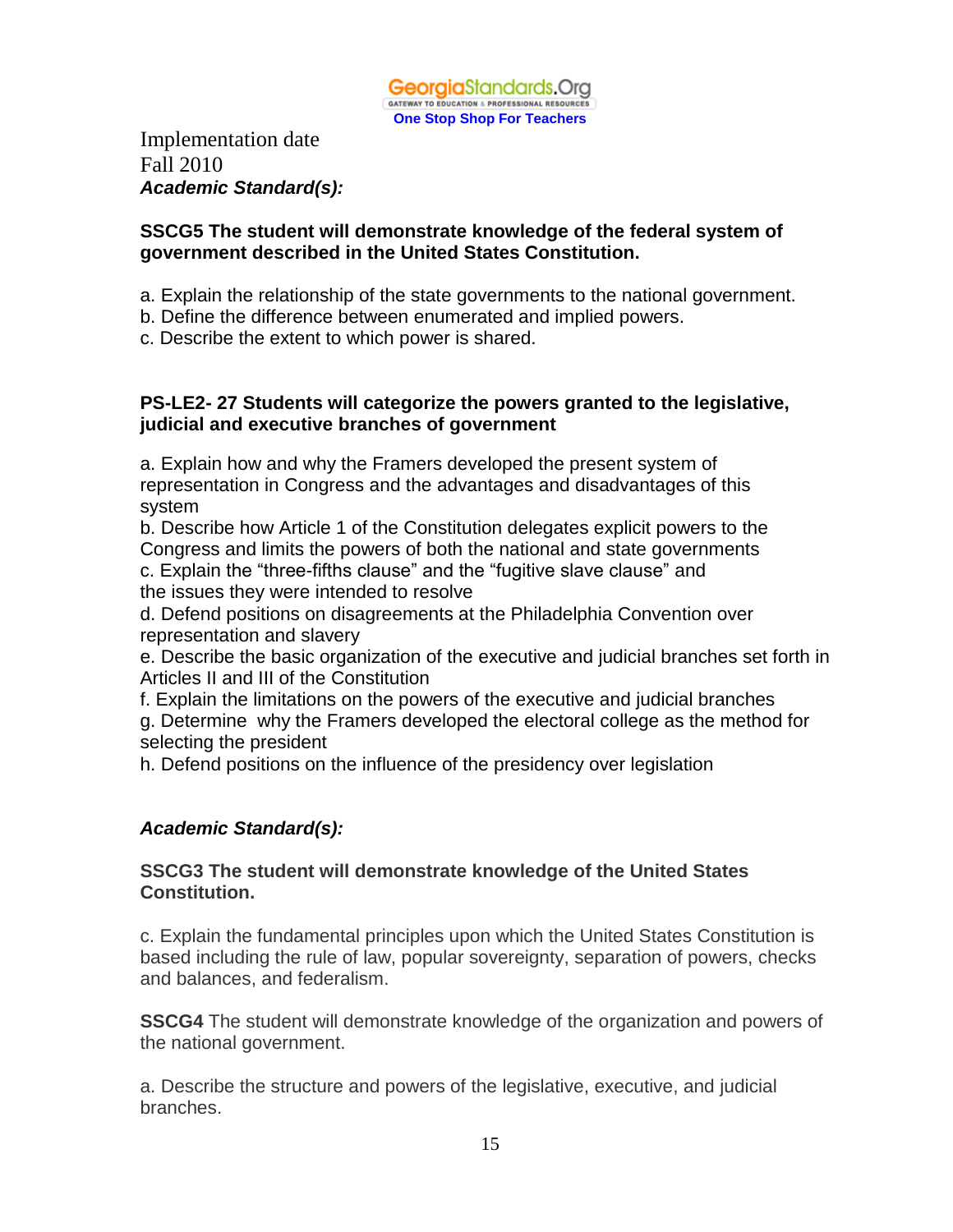GeorgiaStandards.Org
GATEWAY TO EDUCATION & PROFESSIONAL RESOURCES
One Stop Shop For Teachers

Implementation date
Fall 2010

***Academic Standard(s):***

**SSCG5 The student will demonstrate knowledge of the federal system of government described in the United States Constitution.**

a. Explain the relationship of the state governments to the national government.
b. Define the difference between enumerated and implied powers.
c. Describe the extent to which power is shared.

**PS-LE2- 27 Students will categorize the powers granted to the legislative, judicial and executive branches of government**

a. Explain how and why the Framers developed the present system of representation in Congress and the advantages and disadvantages of this system
b. Describe how Article 1 of the Constitution delegates explicit powers to the Congress and limits the powers of both the national and state governments
c. Explain the "three-fifths clause" and the "fugitive slave clause" and the issues they were intended to resolve
d. Defend positions on disagreements at the Philadelphia Convention over representation and slavery
e. Describe the basic organization of the executive and judicial branches set forth in Articles II and III of the Constitution
f. Explain the limitations on the powers of the executive and judicial branches
g. Determine why the Framers developed the electoral college as the method for selecting the president
h. Defend positions on the influence of the presidency over legislation

***Academic Standard(s):***

**SSCG3 The student will demonstrate knowledge of the United States Constitution.**

c. Explain the fundamental principles upon which the United States Constitution is based including the rule of law, popular sovereignty, separation of powers, checks and balances, and federalism.

**SSCG4** The student will demonstrate knowledge of the organization and powers of the national government.

a. Describe the structure and powers of the legislative, executive, and judicial branches.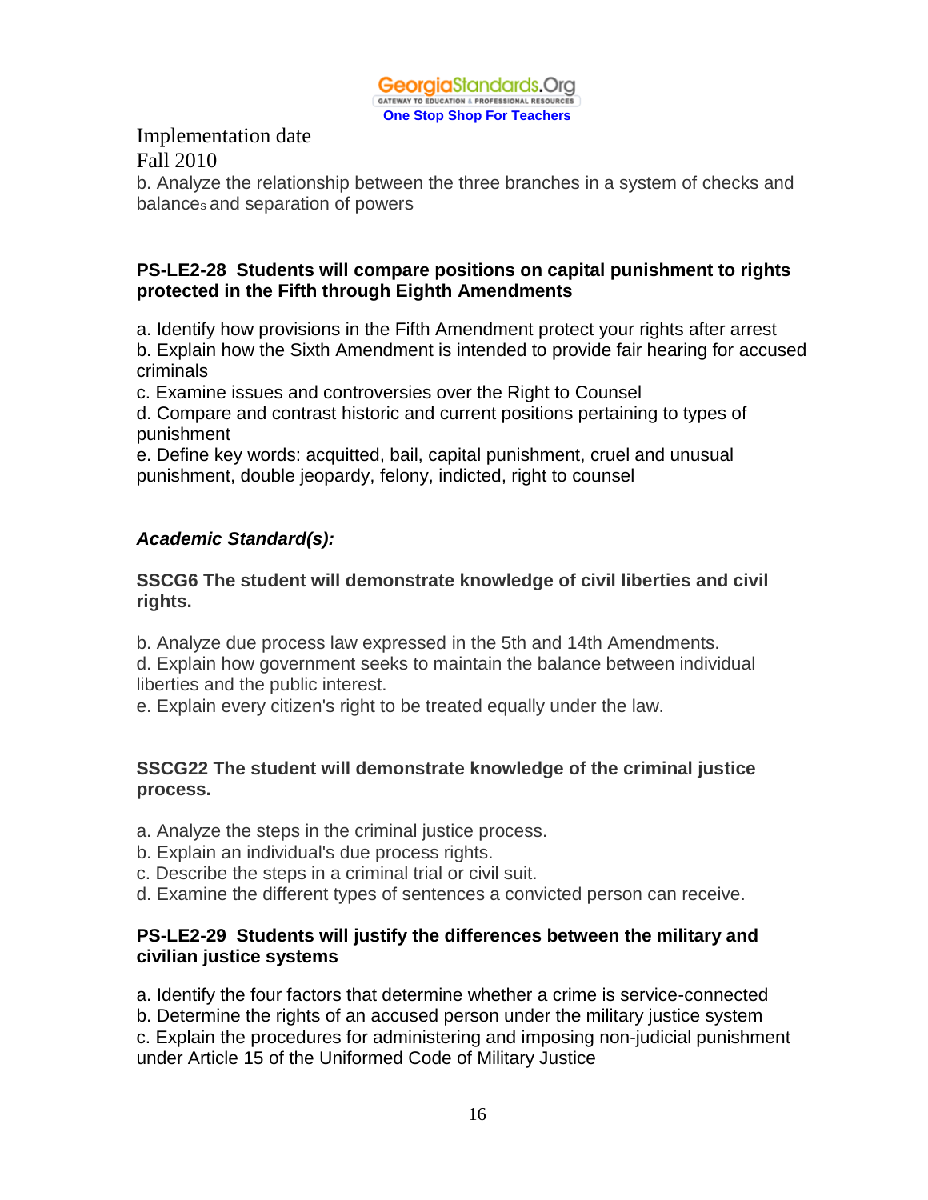Implementation date
Fall 2010

b. Analyze the relationship between the three branches in a system of checks and balances and separation of powers

**PS-LE2-28 Students will compare positions on capital punishment to rights protected in the Fifth through Eighth Amendments**

a. Identify how provisions in the Fifth Amendment protect your rights after arrest
b. Explain how the Sixth Amendment is intended to provide fair hearing for accused criminals
c. Examine issues and controversies over the Right to Counsel
d. Compare and contrast historic and current positions pertaining to types of punishment
e. Define key words: acquitted, bail, capital punishment, cruel and unusual punishment, double jeopardy, felony, indicted, right to counsel

***Academic Standard(s):***

**SSCG6 The student will demonstrate knowledge of civil liberties and civil rights.**

b. Analyze due process law expressed in the 5th and 14th Amendments.
d. Explain how government seeks to maintain the balance between individual liberties and the public interest.
e. Explain every citizen's right to be treated equally under the law.

**SSCG22 The student will demonstrate knowledge of the criminal justice process.**

a. Analyze the steps in the criminal justice process.
b. Explain an individual's due process rights.
c. Describe the steps in a criminal trial or civil suit.
d. Examine the different types of sentences a convicted person can receive.

**PS-LE2-29 Students will justify the differences between the military and civilian justice systems**

a. Identify the four factors that determine whether a crime is service-connected
b. Determine the rights of an accused person under the military justice system
c. Explain the procedures for administering and imposing non-judicial punishment under Article 15 of the Uniformed Code of Military Justice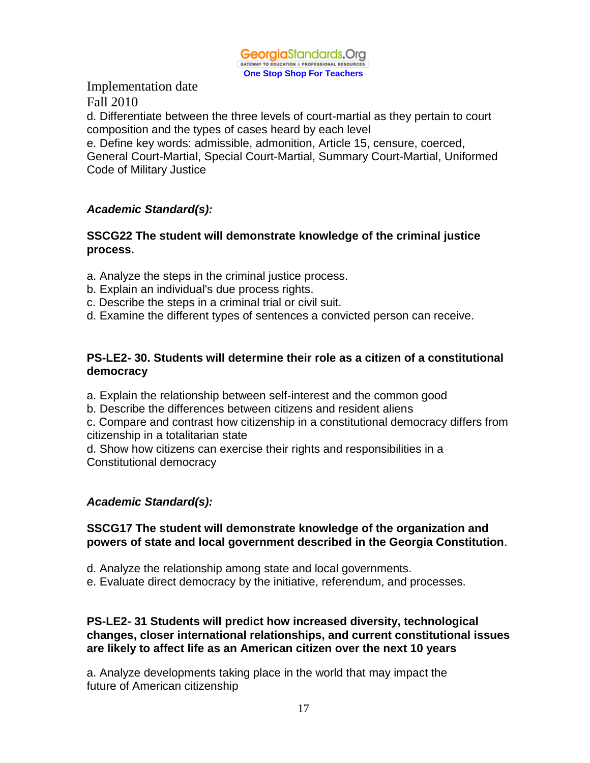Implementation date
Fall 2010

d. Differentiate between the three levels of court-martial as they pertain to court composition and the types of cases heard by each level

e. Define key words: admissible, admonition, Article 15, censure, coerced, General Court-Martial, Special Court-Martial, Summary Court-Martial, Uniformed Code of Military Justice

***Academic Standard(s):***

**SSCG22 The student will demonstrate knowledge of the criminal justice process.**

a. Analyze the steps in the criminal justice process.
b. Explain an individual's due process rights.
c. Describe the steps in a criminal trial or civil suit.
d. Examine the different types of sentences a convicted person can receive.

**PS-LE2- 30. Students will determine their role as a citizen of a constitutional democracy**

a. Explain the relationship between self-interest and the common good
b. Describe the differences between citizens and resident aliens
c. Compare and contrast how citizenship in a constitutional democracy differs from citizenship in a totalitarian state
d. Show how citizens can exercise their rights and responsibilities in a Constitutional democracy

***Academic Standard(s):***

**SSCG17 The student will demonstrate knowledge of the organization and powers of state and local government described in the Georgia Constitution**.

d. Analyze the relationship among state and local governments.
e. Evaluate direct democracy by the initiative, referendum, and processes.

**PS-LE2- 31 Students will predict how increased diversity, technological changes, closer international relationships, and current constitutional issues are likely to affect life as an American citizen over the next 10 years**

a. Analyze developments taking place in the world that may impact the future of American citizenship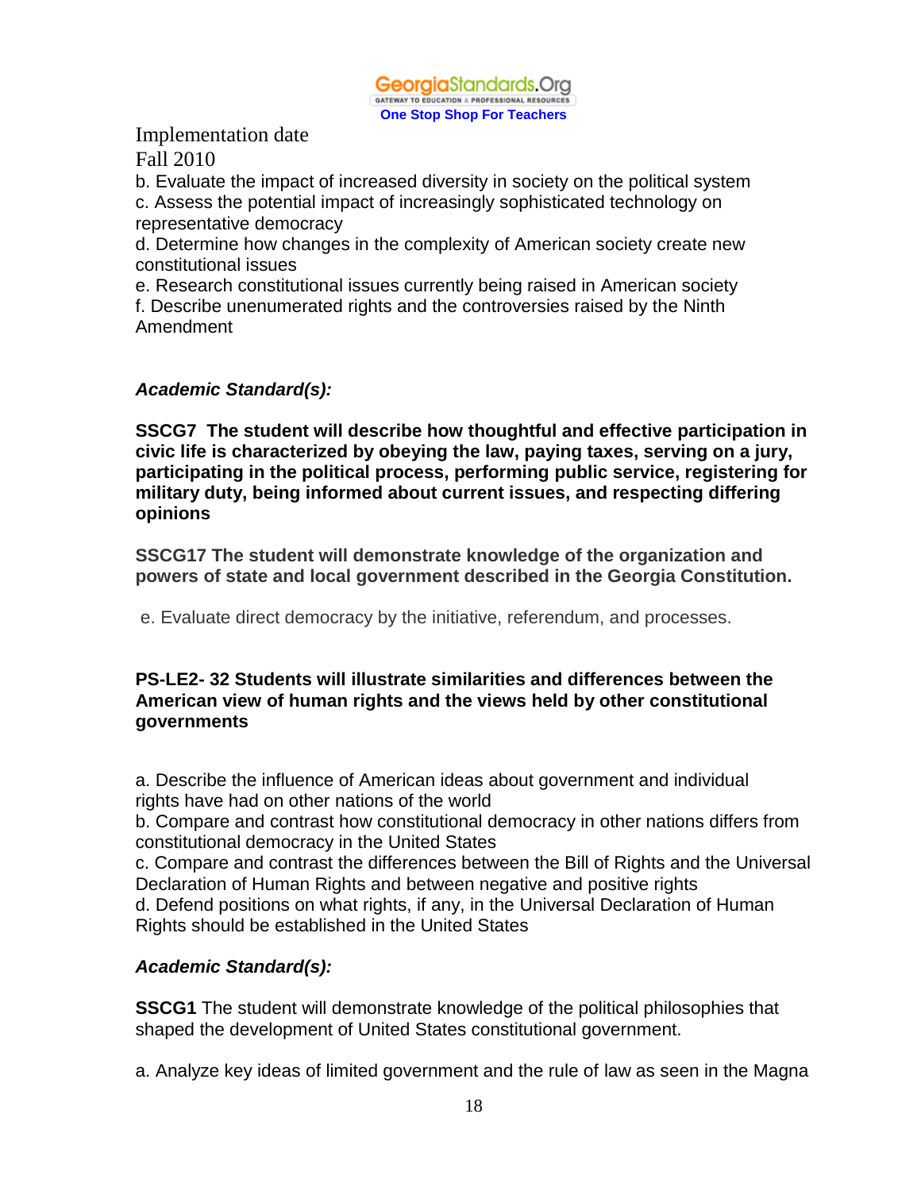Implementation date
Fall 2010

b. Evaluate the impact of increased diversity in society on the political system
c. Assess the potential impact of increasingly sophisticated technology on representative democracy
d. Determine how changes in the complexity of American society create new constitutional issues
e. Research constitutional issues currently being raised in American society
f. Describe unenumerated rights and the controversies raised by the Ninth Amendment

***Academic Standard(s):***

**SSCG7 The student will describe how thoughtful and effective participation in civic life is characterized by obeying the law, paying taxes, serving on a jury, participating in the political process, performing public service, registering for military duty, being informed about current issues, and respecting differing opinions**

**SSCG17 The student will demonstrate knowledge of the organization and powers of state and local government described in the Georgia Constitution.**

e. Evaluate direct democracy by the initiative, referendum, and processes.

**PS-LE2- 32 Students will illustrate similarities and differences between the American view of human rights and the views held by other constitutional governments**

a. Describe the influence of American ideas about government and individual rights have had on other nations of the world
b. Compare and contrast how constitutional democracy in other nations differs from constitutional democracy in the United States
c. Compare and contrast the differences between the Bill of Rights and the Universal Declaration of Human Rights and between negative and positive rights
d. Defend positions on what rights, if any, in the Universal Declaration of Human Rights should be established in the United States

***Academic Standard(s):***

**SSCG1** The student will demonstrate knowledge of the political philosophies that shaped the development of United States constitutional government.

a. Analyze key ideas of limited government and the rule of law as seen in the Magna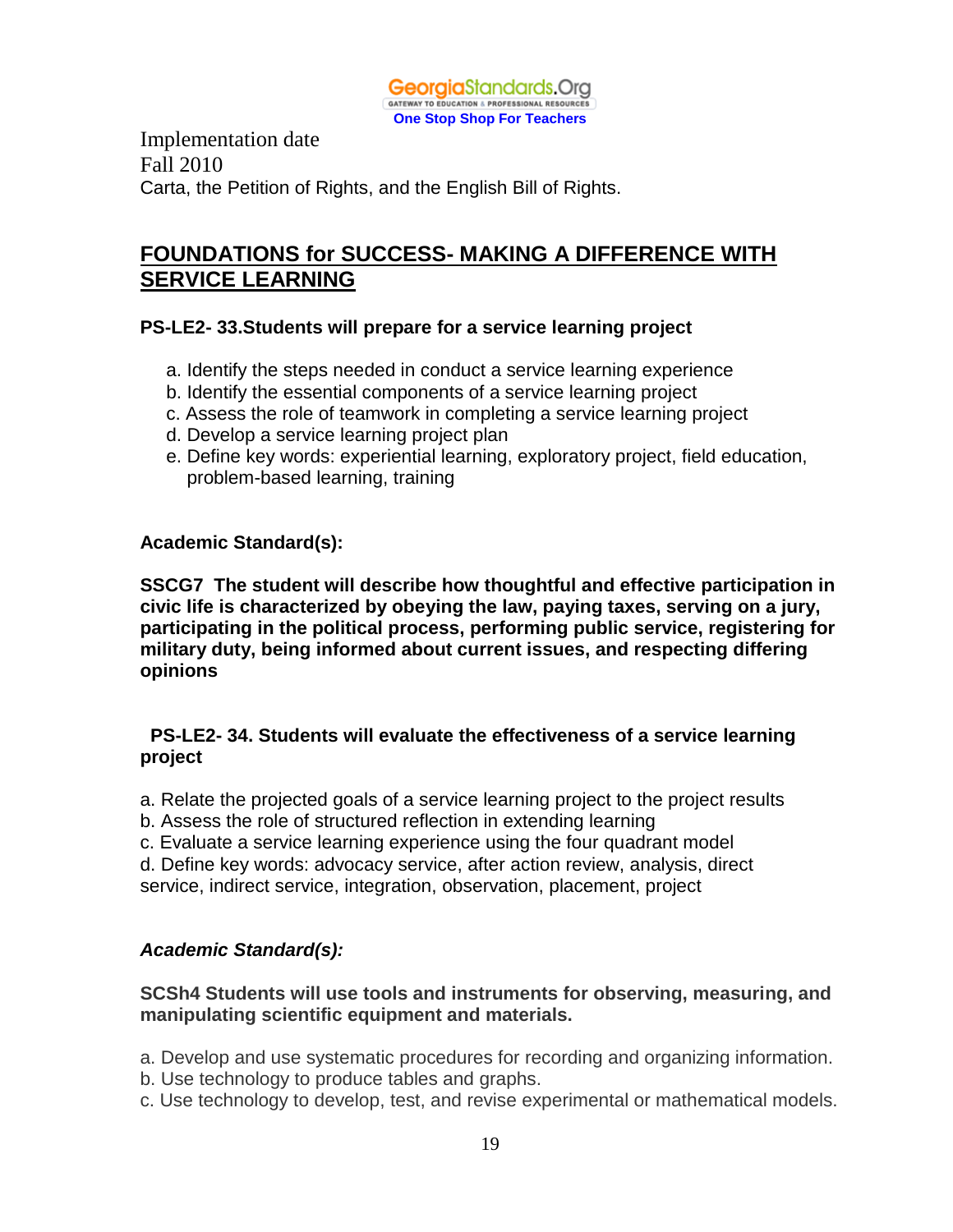Implementation date
Fall 2010
Carta, the Petition of Rights, and the English Bill of Rights.

## FOUNDATIONS for SUCCESS- MAKING A DIFFERENCE WITH SERVICE LEARNING

**PS-LE2- 33.Students will prepare for a service learning project**

a. Identify the steps needed in conduct a service learning experience
b. Identify the essential components of a service learning project
c. Assess the role of teamwork in completing a service learning project
d. Develop a service learning project plan
e. Define key words: experiential learning, exploratory project, field education, problem-based learning, training

**Academic Standard(s):**

**SSCG7 The student will describe how thoughtful and effective participation in civic life is characterized by obeying the law, paying taxes, serving on a jury, participating in the political process, performing public service, registering for military duty, being informed about current issues, and respecting differing opinions**

**PS-LE2- 34. Students will evaluate the effectiveness of a service learning project**

a. Relate the projected goals of a service learning project to the project results
b. Assess the role of structured reflection in extending learning
c. Evaluate a service learning experience using the four quadrant model
d. Define key words: advocacy service, after action review, analysis, direct service, indirect service, integration, observation, placement, project

***Academic Standard(s):***

**SCSh4 Students will use tools and instruments for observing, measuring, and manipulating scientific equipment and materials.**

a. Develop and use systematic procedures for recording and organizing information.
b. Use technology to produce tables and graphs.
c. Use technology to develop, test, and revise experimental or mathematical models.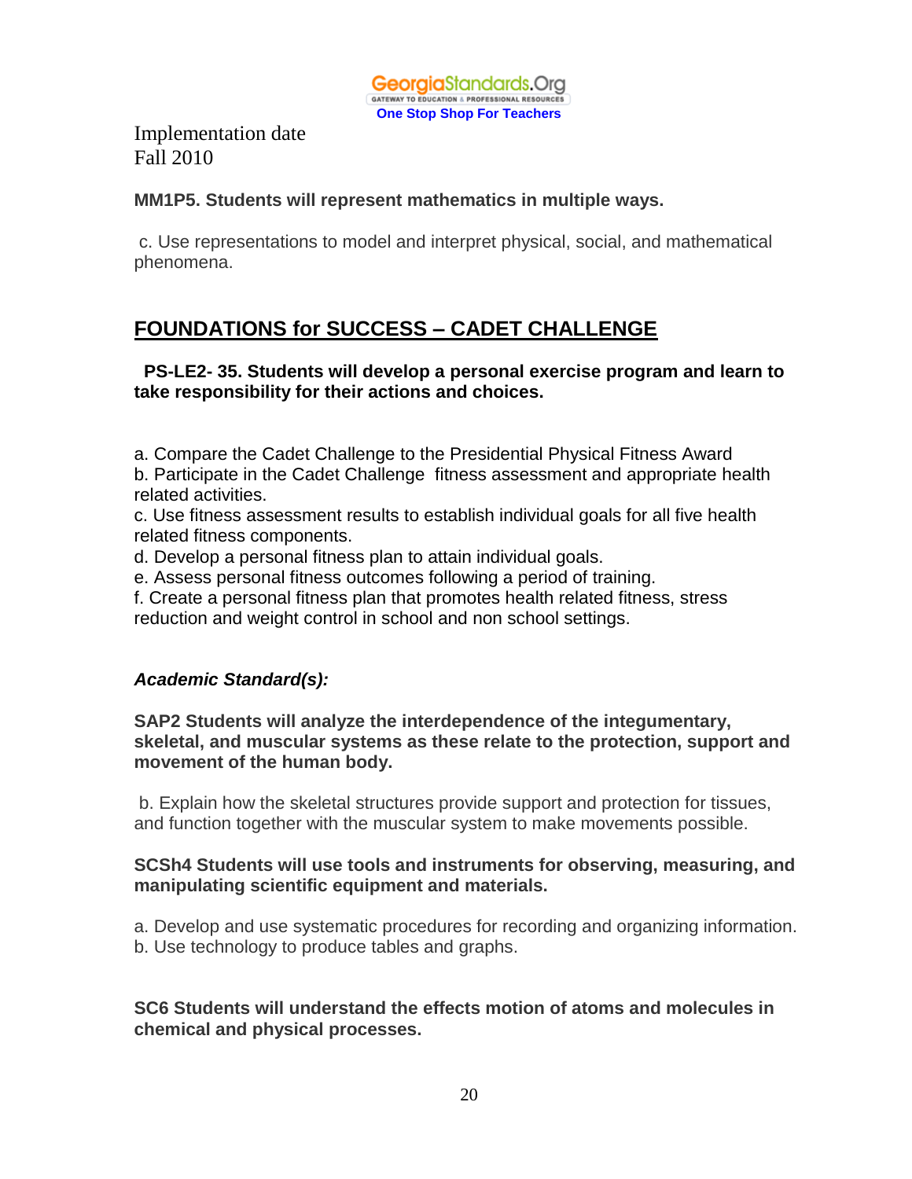GeorgiaStandards.Org
GATEWAY TO EDUCATION & PROFESSIONAL RESOURCES
**One Stop Shop For Teachers**

Implementation date
Fall 2010

**MM1P5. Students will represent mathematics in multiple ways.**

c. Use representations to model and interpret physical, social, and mathematical phenomena.

## FOUNDATIONS for SUCCESS – CADET CHALLENGE

**PS-LE2- 35. Students will develop a personal exercise program and learn to take responsibility for their actions and choices.**

a. Compare the Cadet Challenge to the Presidential Physical Fitness Award
b. Participate in the Cadet Challenge fitness assessment and appropriate health related activities.
c. Use fitness assessment results to establish individual goals for all five health related fitness components.
d. Develop a personal fitness plan to attain individual goals.
e. Assess personal fitness outcomes following a period of training.
f. Create a personal fitness plan that promotes health related fitness, stress reduction and weight control in school and non school settings.

***Academic Standard(s):***

**SAP2 Students will analyze the interdependence of the integumentary, skeletal, and muscular systems as these relate to the protection, support and movement of the human body.**

b. Explain how the skeletal structures provide support and protection for tissues, and function together with the muscular system to make movements possible.

**SCSh4 Students will use tools and instruments for observing, measuring, and manipulating scientific equipment and materials.**

a. Develop and use systematic procedures for recording and organizing information.
b. Use technology to produce tables and graphs.

**SC6 Students will understand the effects motion of atoms and molecules in chemical and physical processes.**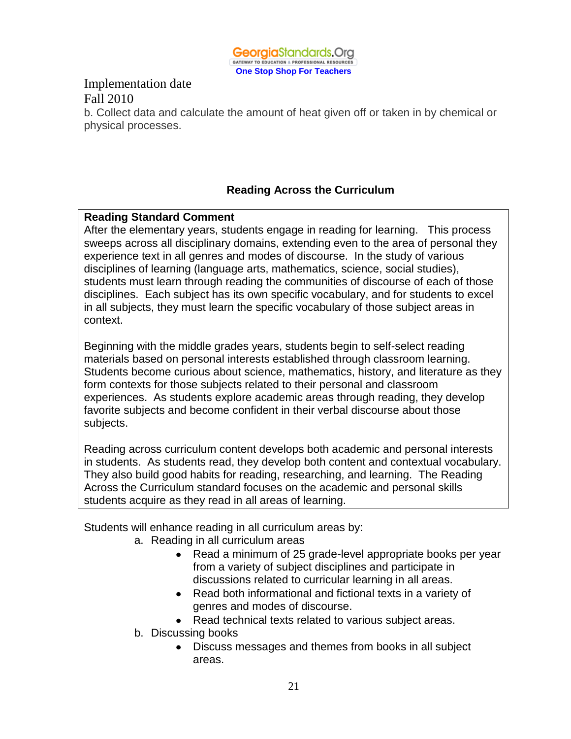Implementation date
Fall 2010

b. Collect data and calculate the amount of heat given off or taken in by chemical or physical processes.

## Reading Across the Curriculum

**Reading Standard Comment**

After the elementary years, students engage in reading for learning. This process sweeps across all disciplinary domains, extending even to the area of personal they experience text in all genres and modes of discourse. In the study of various disciplines of learning (language arts, mathematics, science, social studies), students must learn through reading the communities of discourse of each of those disciplines. Each subject has its own specific vocabulary, and for students to excel in all subjects, they must learn the specific vocabulary of those subject areas in context.

Beginning with the middle grades years, students begin to self-select reading materials based on personal interests established through classroom learning. Students become curious about science, mathematics, history, and literature as they form contexts for those subjects related to their personal and classroom experiences. As students explore academic areas through reading, they develop favorite subjects and become confident in their verbal discourse about those subjects.

Reading across curriculum content develops both academic and personal interests in students. As students read, they develop both content and contextual vocabulary. They also build good habits for reading, researching, and learning. The Reading Across the Curriculum standard focuses on the academic and personal skills students acquire as they read in all areas of learning.

Students will enhance reading in all curriculum areas by:

a. Reading in all curriculum areas
   - Read a minimum of 25 grade-level appropriate books per year from a variety of subject disciplines and participate in discussions related to curricular learning in all areas.
   - Read both informational and fictional texts in a variety of genres and modes of discourse.
   - Read technical texts related to various subject areas.

b. Discussing books
   - Discuss messages and themes from books in all subject areas.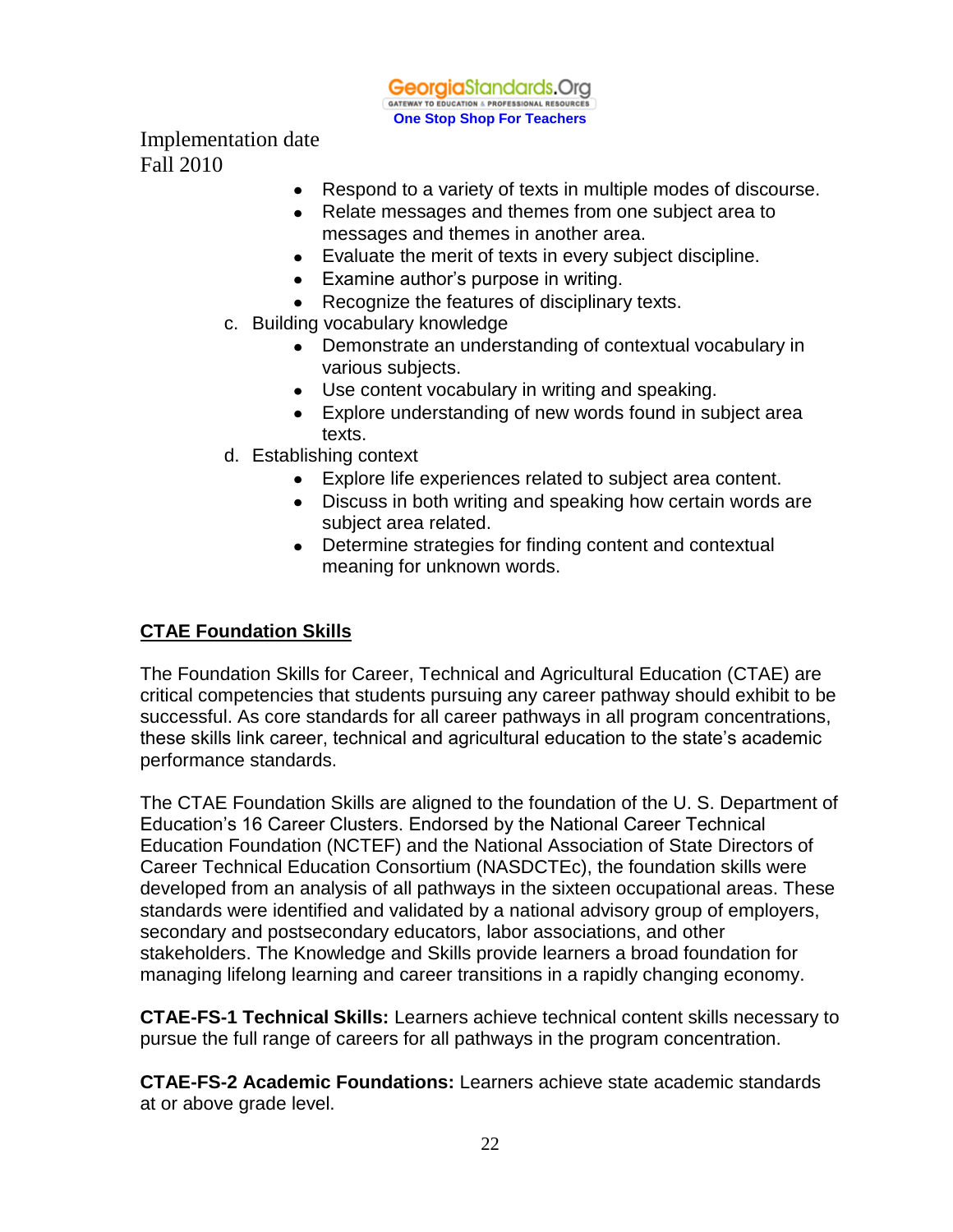Implementation date
Fall 2010

- Respond to a variety of texts in multiple modes of discourse.
- Relate messages and themes from one subject area to messages and themes in another area.
- Evaluate the merit of texts in every subject discipline.
- Examine author's purpose in writing.
- Recognize the features of disciplinary texts.

c. Building vocabulary knowledge
   - Demonstrate an understanding of contextual vocabulary in various subjects.
   - Use content vocabulary in writing and speaking.
   - Explore understanding of new words found in subject area texts.

d. Establishing context
   - Explore life experiences related to subject area content.
   - Discuss in both writing and speaking how certain words are subject area related.
   - Determine strategies for finding content and contextual meaning for unknown words.

## CTAE Foundation Skills

The Foundation Skills for Career, Technical and Agricultural Education (CTAE) are critical competencies that students pursuing any career pathway should exhibit to be successful. As core standards for all career pathways in all program concentrations, these skills link career, technical and agricultural education to the state's academic performance standards.

The CTAE Foundation Skills are aligned to the foundation of the U. S. Department of Education's 16 Career Clusters. Endorsed by the National Career Technical Education Foundation (NCTEF) and the National Association of State Directors of Career Technical Education Consortium (NASDCTEc), the foundation skills were developed from an analysis of all pathways in the sixteen occupational areas. These standards were identified and validated by a national advisory group of employers, secondary and postsecondary educators, labor associations, and other stakeholders. The Knowledge and Skills provide learners a broad foundation for managing lifelong learning and career transitions in a rapidly changing economy.

**CTAE-FS-1 Technical Skills:** Learners achieve technical content skills necessary to pursue the full range of careers for all pathways in the program concentration.

**CTAE-FS-2 Academic Foundations:** Learners achieve state academic standards at or above grade level.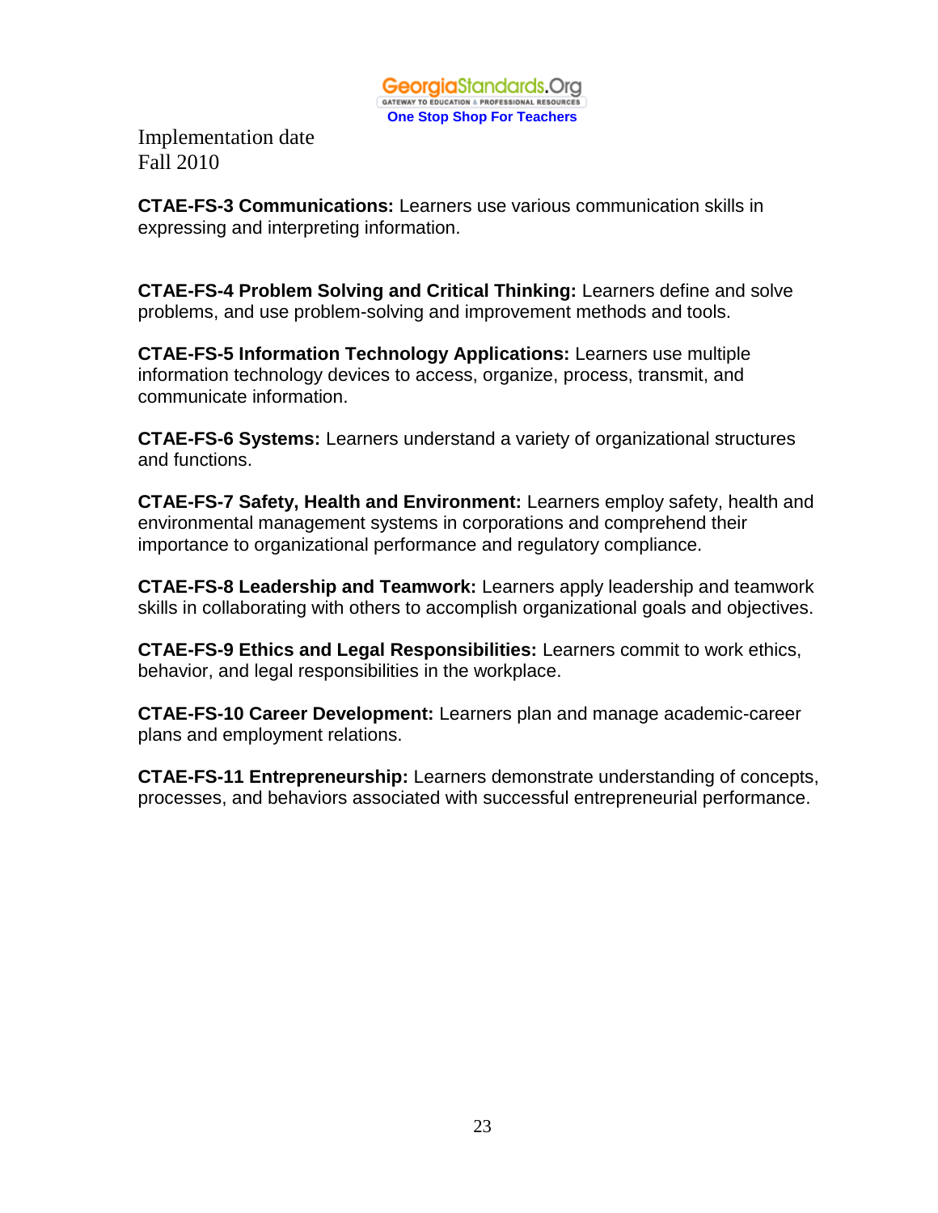Implementation date
Fall 2010

**CTAE-FS-3 Communications:** Learners use various communication skills in expressing and interpreting information.

**CTAE-FS-4 Problem Solving and Critical Thinking:** Learners define and solve problems, and use problem-solving and improvement methods and tools.

**CTAE-FS-5 Information Technology Applications:** Learners use multiple information technology devices to access, organize, process, transmit, and communicate information.

**CTAE-FS-6 Systems:** Learners understand a variety of organizational structures and functions.

**CTAE-FS-7 Safety, Health and Environment:** Learners employ safety, health and environmental management systems in corporations and comprehend their importance to organizational performance and regulatory compliance.

**CTAE-FS-8 Leadership and Teamwork:** Learners apply leadership and teamwork skills in collaborating with others to accomplish organizational goals and objectives.

**CTAE-FS-9 Ethics and Legal Responsibilities:** Learners commit to work ethics, behavior, and legal responsibilities in the workplace.

**CTAE-FS-10 Career Development:** Learners plan and manage academic-career plans and employment relations.

**CTAE-FS-11 Entrepreneurship:** Learners demonstrate understanding of concepts, processes, and behaviors associated with successful entrepreneurial performance.